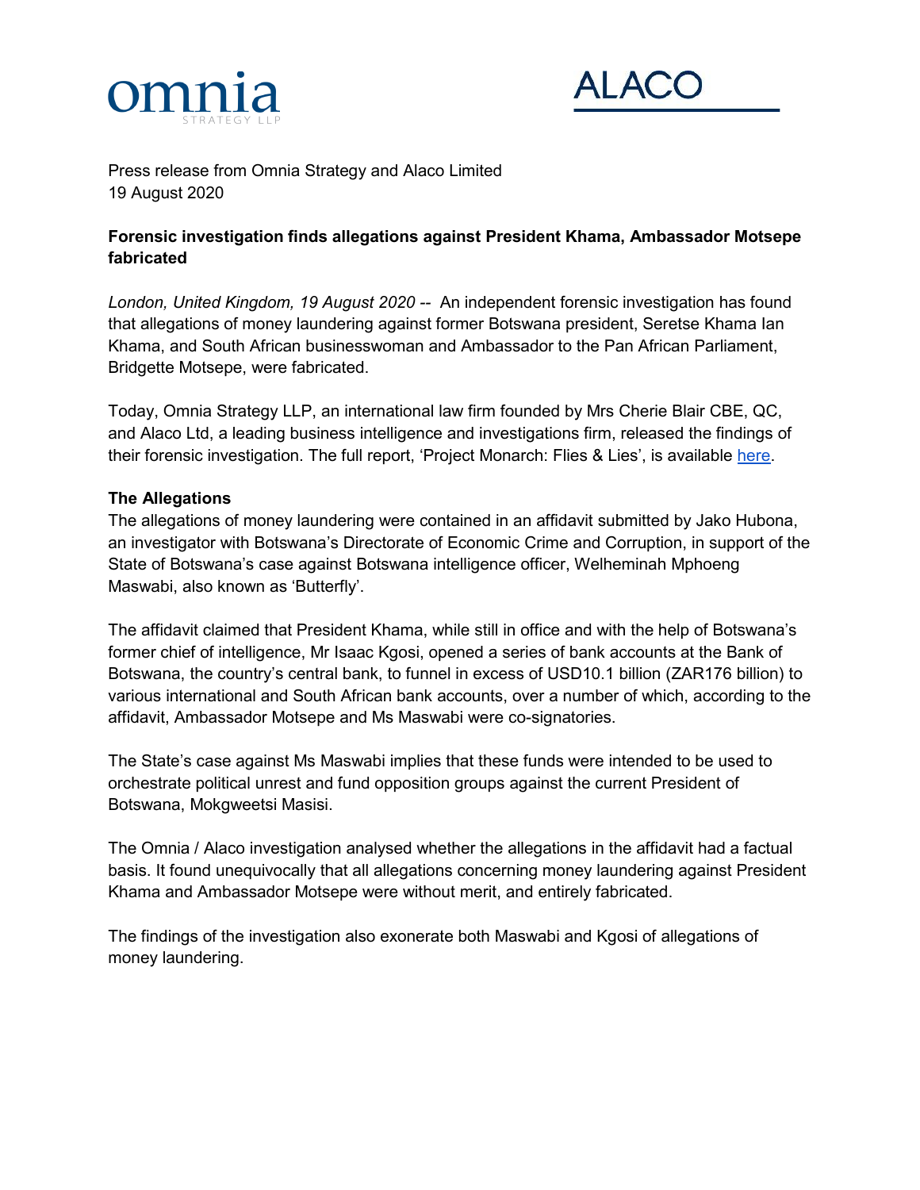omnia
STRATEGY LLP

ALACO

Press release from Omnia Strategy and Alaco Limited
19 August 2020

**Forensic investigation finds allegations against President Khama, Ambassador Motsepe fabricated**

*London, United Kingdom, 19 August 2020* -- An independent forensic investigation has found that allegations of money laundering against former Botswana president, Seretse Khama Ian Khama, and South African businesswoman and Ambassador to the Pan African Parliament, Bridgette Motsepe, were fabricated.

Today, Omnia Strategy LLP, an international law firm founded by Mrs Cherie Blair CBE, QC, and Alaco Ltd, a leading business intelligence and investigations firm, released the findings of their forensic investigation. The full report, 'Project Monarch: Flies & Lies', is available here.

**The Allegations**

The allegations of money laundering were contained in an affidavit submitted by Jako Hubona, an investigator with Botswana's Directorate of Economic Crime and Corruption, in support of the State of Botswana's case against Botswana intelligence officer, Welheminah Mphoeng Maswabi, also known as 'Butterfly'.

The affidavit claimed that President Khama, while still in office and with the help of Botswana's former chief of intelligence, Mr Isaac Kgosi, opened a series of bank accounts at the Bank of Botswana, the country's central bank, to funnel in excess of USD10.1 billion (ZAR176 billion) to various international and South African bank accounts, over a number of which, according to the affidavit, Ambassador Motsepe and Ms Maswabi were co-signatories.

The State's case against Ms Maswabi implies that these funds were intended to be used to orchestrate political unrest and fund opposition groups against the current President of Botswana, Mokgweetsi Masisi.

The Omnia / Alaco investigation analysed whether the allegations in the affidavit had a factual basis. It found unequivocally that all allegations concerning money laundering against President Khama and Ambassador Motsepe were without merit, and entirely fabricated.

The findings of the investigation also exonerate both Maswabi and Kgosi of allegations of money laundering.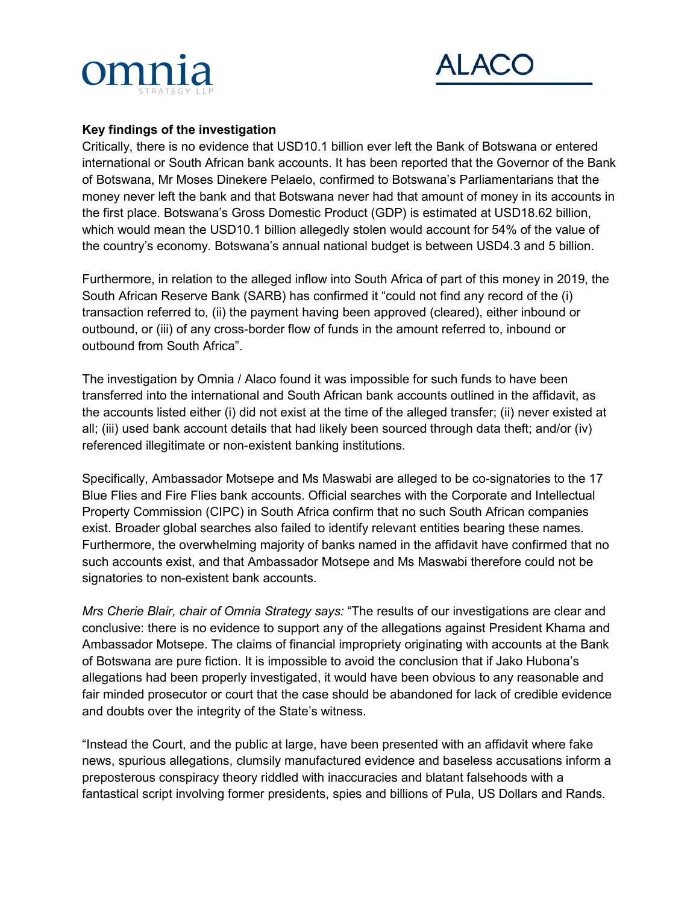**Key findings of the investigation**

Critically, there is no evidence that USD10.1 billion ever left the Bank of Botswana or entered international or South African bank accounts. It has been reported that the Governor of the Bank of Botswana, Mr Moses Dinekere Pelaelo, confirmed to Botswana's Parliamentarians that the money never left the bank and that Botswana never had that amount of money in its accounts in the first place. Botswana's Gross Domestic Product (GDP) is estimated at USD18.62 billion, which would mean the USD10.1 billion allegedly stolen would account for 54% of the value of the country's economy. Botswana's annual national budget is between USD4.3 and 5 billion.

Furthermore, in relation to the alleged inflow into South Africa of part of this money in 2019, the South African Reserve Bank (SARB) has confirmed it "could not find any record of the (i) transaction referred to, (ii) the payment having been approved (cleared), either inbound or outbound, or (iii) of any cross-border flow of funds in the amount referred to, inbound or outbound from South Africa".

The investigation by Omnia / Alaco found it was impossible for such funds to have been transferred into the international and South African bank accounts outlined in the affidavit, as the accounts listed either (i) did not exist at the time of the alleged transfer; (ii) never existed at all; (iii) used bank account details that had likely been sourced through data theft; and/or (iv) referenced illegitimate or non-existent banking institutions.

Specifically, Ambassador Motsepe and Ms Maswabi are alleged to be co-signatories to the 17 Blue Flies and Fire Flies bank accounts. Official searches with the Corporate and Intellectual Property Commission (CIPC) in South Africa confirm that no such South African companies exist. Broader global searches also failed to identify relevant entities bearing these names. Furthermore, the overwhelming majority of banks named in the affidavit have confirmed that no such accounts exist, and that Ambassador Motsepe and Ms Maswabi therefore could not be signatories to non-existent bank accounts.

*Mrs Cherie Blair, chair of Omnia Strategy says:* "The results of our investigations are clear and conclusive: there is no evidence to support any of the allegations against President Khama and Ambassador Motsepe. The claims of financial impropriety originating with accounts at the Bank of Botswana are pure fiction. It is impossible to avoid the conclusion that if Jako Hubona's allegations had been properly investigated, it would have been obvious to any reasonable and fair minded prosecutor or court that the case should be abandoned for lack of credible evidence and doubts over the integrity of the State's witness.

"Instead the Court, and the public at large, have been presented with an affidavit where fake news, spurious allegations, clumsily manufactured evidence and baseless accusations inform a preposterous conspiracy theory riddled with inaccuracies and blatant falsehoods with a fantastical script involving former presidents, spies and billions of Pula, US Dollars and Rands.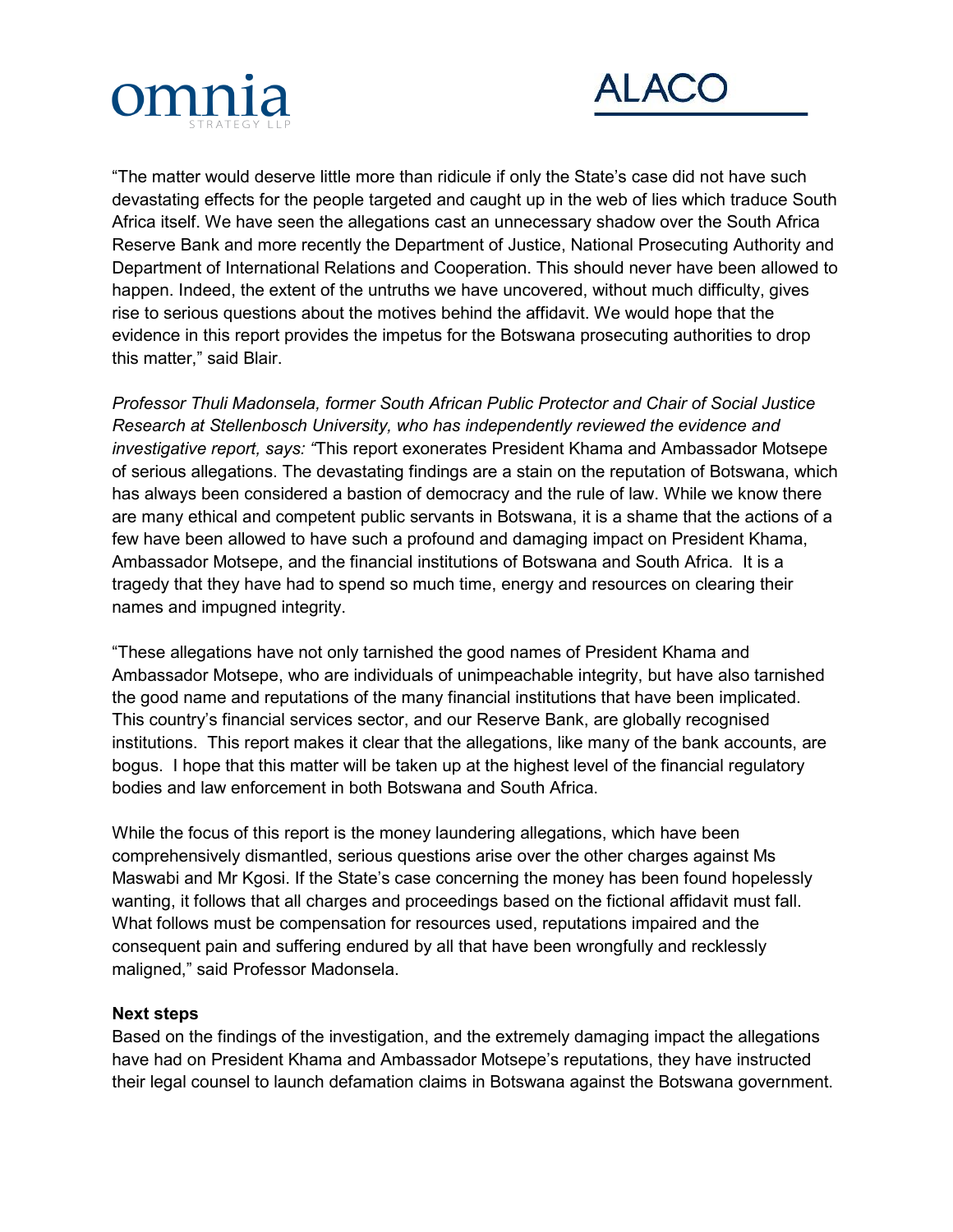"The matter would deserve little more than ridicule if only the State's case did not have such devastating effects for the people targeted and caught up in the web of lies which traduce South Africa itself. We have seen the allegations cast an unnecessary shadow over the South Africa Reserve Bank and more recently the Department of Justice, National Prosecuting Authority and Department of International Relations and Cooperation. This should never have been allowed to happen. Indeed, the extent of the untruths we have uncovered, without much difficulty, gives rise to serious questions about the motives behind the affidavit. We would hope that the evidence in this report provides the impetus for the Botswana prosecuting authorities to drop this matter," said Blair.

*Professor Thuli Madonsela, former South African Public Protector and Chair of Social Justice Research at Stellenbosch University, who has independently reviewed the evidence and investigative report, says: "*This report exonerates President Khama and Ambassador Motsepe of serious allegations. The devastating findings are a stain on the reputation of Botswana, which has always been considered a bastion of democracy and the rule of law. While we know there are many ethical and competent public servants in Botswana, it is a shame that the actions of a few have been allowed to have such a profound and damaging impact on President Khama, Ambassador Motsepe, and the financial institutions of Botswana and South Africa. It is a tragedy that they have had to spend so much time, energy and resources on clearing their names and impugned integrity.

"These allegations have not only tarnished the good names of President Khama and Ambassador Motsepe, who are individuals of unimpeachable integrity, but have also tarnished the good name and reputations of the many financial institutions that have been implicated. This country's financial services sector, and our Reserve Bank, are globally recognised institutions. This report makes it clear that the allegations, like many of the bank accounts, are bogus. I hope that this matter will be taken up at the highest level of the financial regulatory bodies and law enforcement in both Botswana and South Africa.

While the focus of this report is the money laundering allegations, which have been comprehensively dismantled, serious questions arise over the other charges against Ms Maswabi and Mr Kgosi. If the State's case concerning the money has been found hopelessly wanting, it follows that all charges and proceedings based on the fictional affidavit must fall. What follows must be compensation for resources used, reputations impaired and the consequent pain and suffering endured by all that have been wrongfully and recklessly maligned," said Professor Madonsela.

**Next steps**

Based on the findings of the investigation, and the extremely damaging impact the allegations have had on President Khama and Ambassador Motsepe's reputations, they have instructed their legal counsel to launch defamation claims in Botswana against the Botswana government.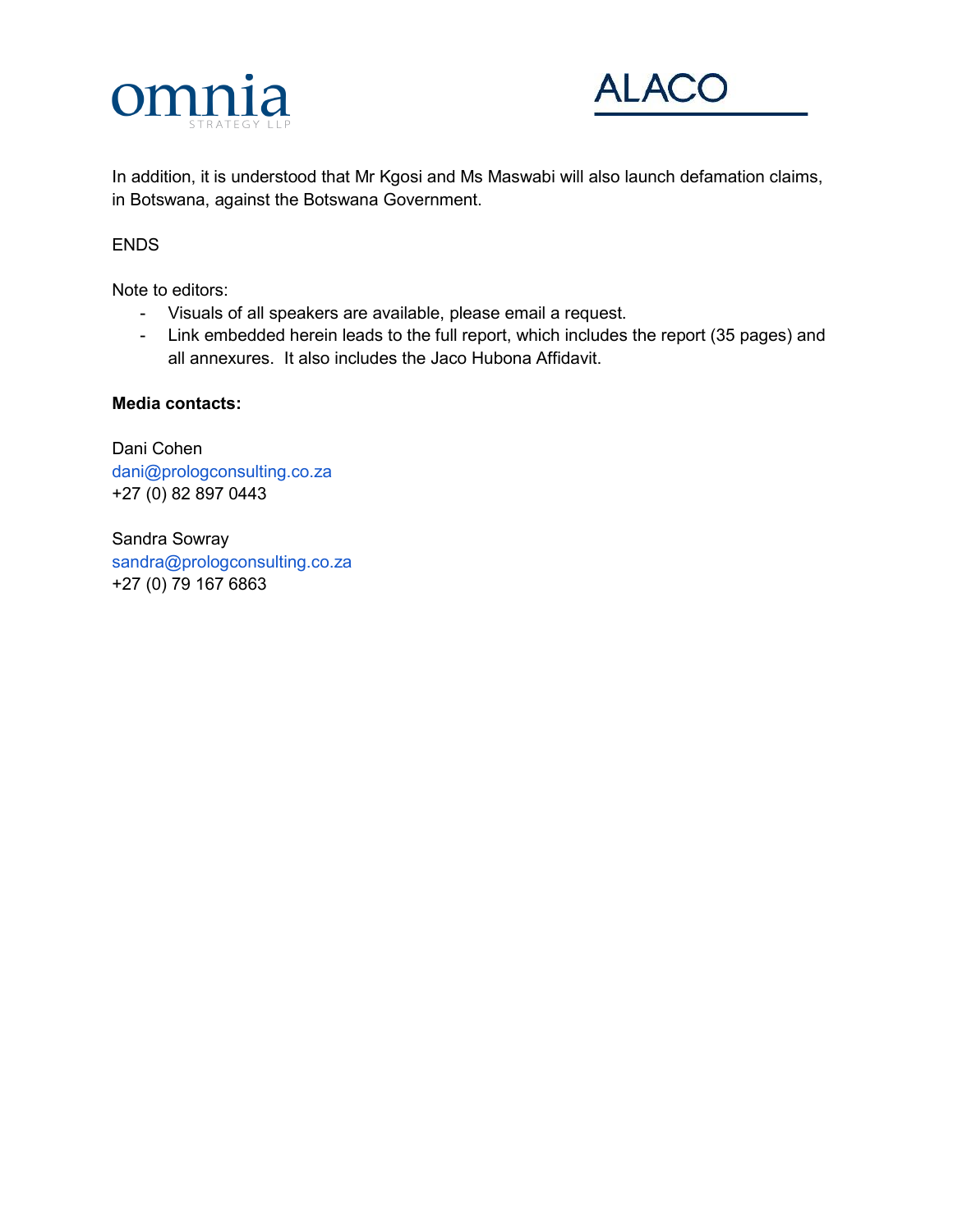In addition, it is understood that Mr Kgosi and Ms Maswabi will also launch defamation claims, in Botswana, against the Botswana Government.

ENDS

Note to editors:

- Visuals of all speakers are available, please email a request.
- Link embedded herein leads to the full report, which includes the report (35 pages) and all annexures. It also includes the Jaco Hubona Affidavit.

**Media contacts:**

Dani Cohen
dani@prologconsulting.co.za
+27 (0) 82 897 0443

Sandra Sowray
sandra@prologconsulting.co.za
+27 (0) 79 167 6863